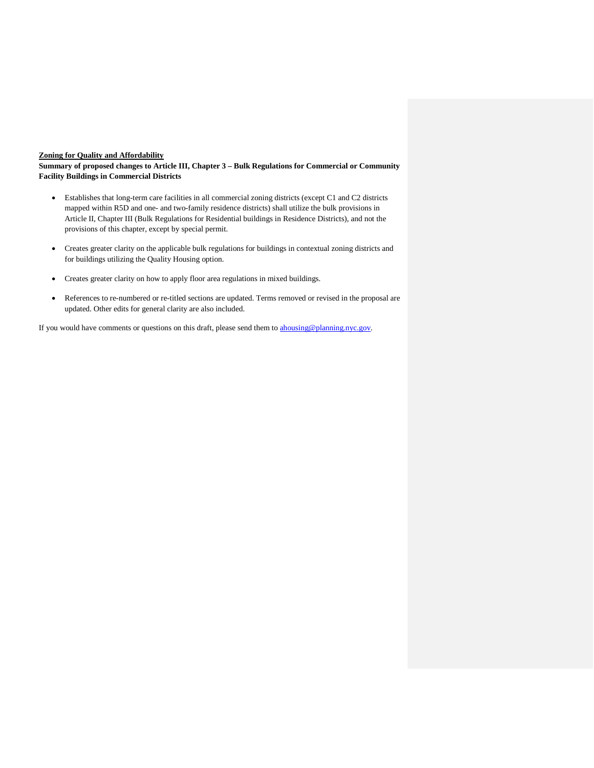**Zoning for Quality and Affordability**

**Summary of proposed changes to Article III, Chapter 3 – Bulk Regulations for Commercial or Community Facility Buildings in Commercial Districts**

- Establishes that long-term care facilities in all commercial zoning districts (except C1 and C2 districts mapped within R5D and one- and two-family residence districts) shall utilize the bulk provisions in Article II, Chapter III (Bulk Regulations for Residential buildings in Residence Districts), and not the provisions of this chapter, except by special permit.

- Creates greater clarity on the applicable bulk regulations for buildings in contextual zoning districts and for buildings utilizing the Quality Housing option.

- Creates greater clarity on how to apply floor area regulations in mixed buildings.

- References to re-numbered or re-titled sections are updated. Terms removed or revised in the proposal are updated. Other edits for general clarity are also included.

If you would have comments or questions on this draft, please send them to ahousing@planning.nyc.gov.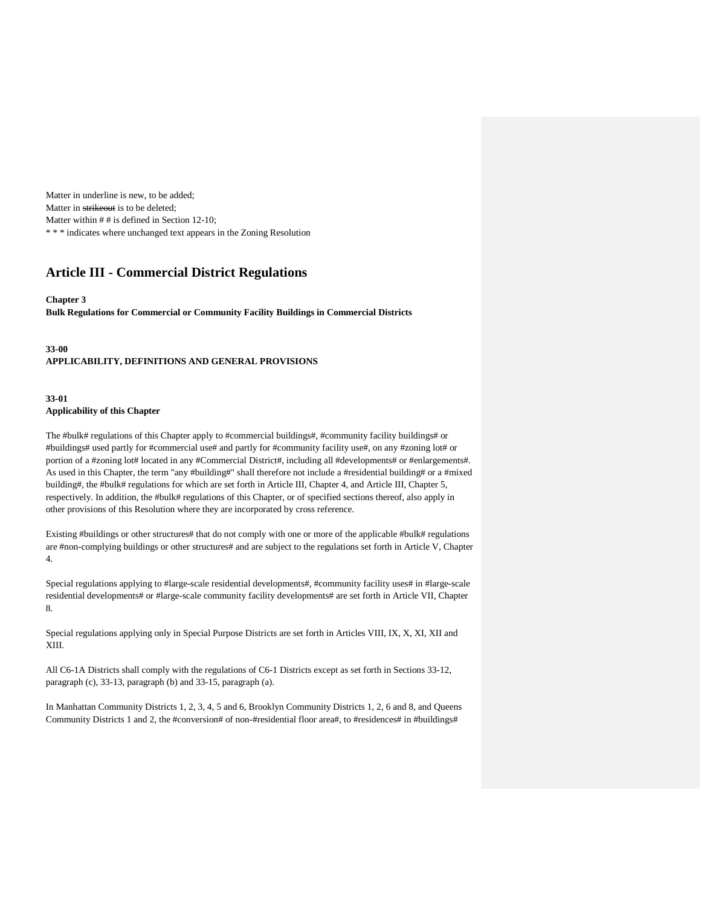Matter in underline is new, to be added;
Matter in ~~strikeout~~ is to be deleted;
Matter within # # is defined in Section 12-10;
* * * indicates where unchanged text appears in the Zoning Resolution

# Article III - Commercial District Regulations

**Chapter 3**
**Bulk Regulations for Commercial or Community Facility Buildings in Commercial Districts**

**33-00**
**APPLICABILITY, DEFINITIONS AND GENERAL PROVISIONS**

**33-01**
**Applicability of this Chapter**

The #bulk# regulations of this Chapter apply to #commercial buildings#, #community facility buildings# or #buildings# used partly for #commercial use# and partly for #community facility use#, on any #zoning lot# or portion of a #zoning lot# located in any #Commercial District#, including all #developments# or #enlargements#. As used in this Chapter, the term "any #building#" shall therefore not include a #residential building# or a #mixed building#, the #bulk# regulations for which are set forth in Article III, Chapter 4, and Article III, Chapter 5, respectively. In addition, the #bulk# regulations of this Chapter, or of specified sections thereof, also apply in other provisions of this Resolution where they are incorporated by cross reference.

Existing #buildings or other structures# that do not comply with one or more of the applicable #bulk# regulations are #non-complying buildings or other structures# and are subject to the regulations set forth in Article V, Chapter 4.

Special regulations applying to #large-scale residential developments#, #community facility uses# in #large-scale residential developments# or #large-scale community facility developments# are set forth in Article VII, Chapter 8.

Special regulations applying only in Special Purpose Districts are set forth in Articles VIII, IX, X, XI, XII and XIII.

All C6-1A Districts shall comply with the regulations of C6-1 Districts except as set forth in Sections 33-12, paragraph (c), 33-13, paragraph (b) and 33-15, paragraph (a).

In Manhattan Community Districts 1, 2, 3, 4, 5 and 6, Brooklyn Community Districts 1, 2, 6 and 8, and Queens Community Districts 1 and 2, the #conversion# of non-#residential floor area#, to #residences# in #buildings#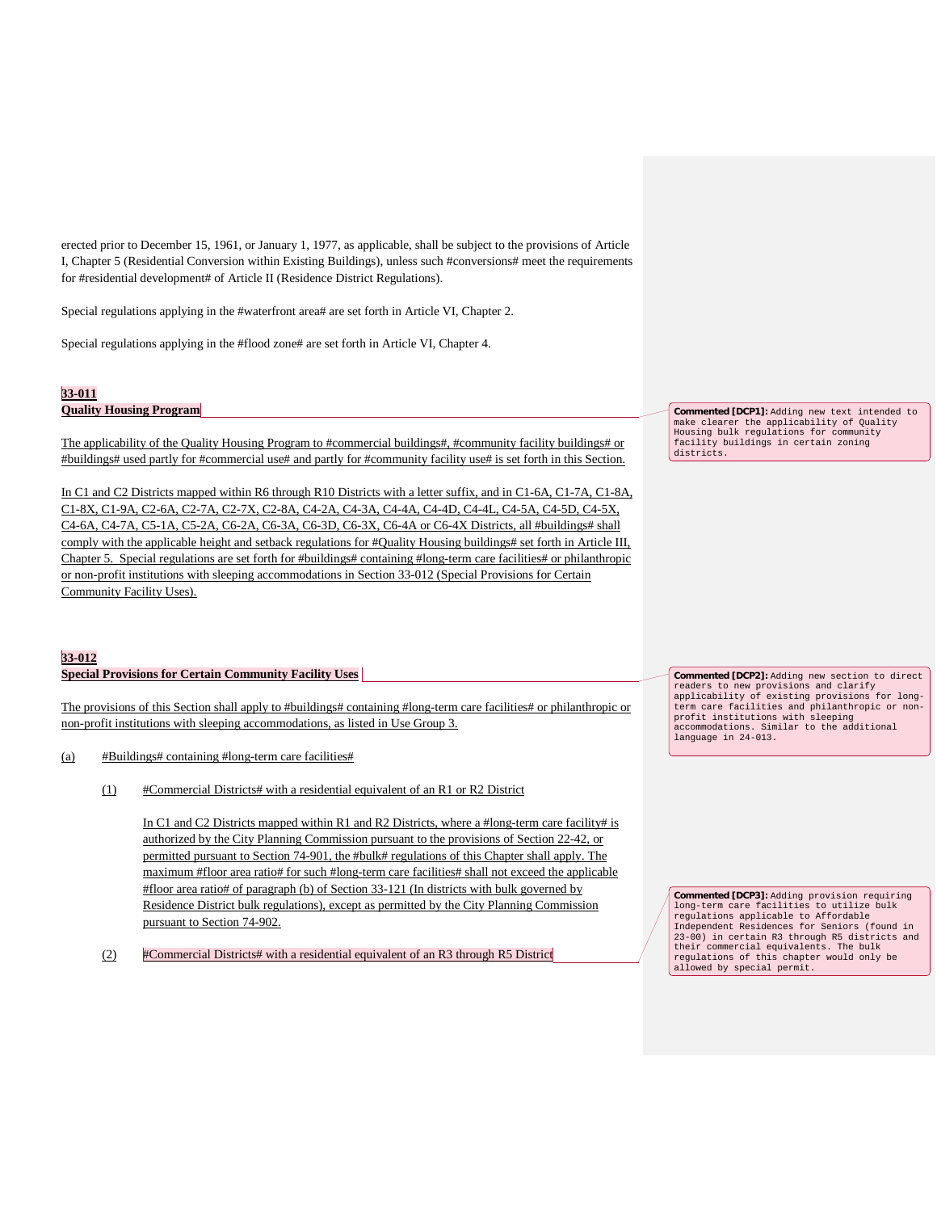erected prior to December 15, 1961, or January 1, 1977, as applicable, shall be subject to the provisions of Article I, Chapter 5 (Residential Conversion within Existing Buildings), unless such #conversions# meet the requirements for #residential development# of Article II (Residence District Regulations).

Special regulations applying in the #waterfront area# are set forth in Article VI, Chapter 2.

Special regulations applying in the #flood zone# are set forth in Article VI, Chapter 4.

**33-011**
**Quality Housing Program**

The applicability of the Quality Housing Program to #commercial buildings#, #community facility buildings# or #buildings# used partly for #commercial use# and partly for #community facility use# is set forth in this Section.

In C1 and C2 Districts mapped within R6 through R10 Districts with a letter suffix, and in C1-6A, C1-7A, C1-8A, C1-8X, C1-9A, C2-6A, C2-7A, C2-7X, C2-8A, C4-2A, C4-3A, C4-4A, C4-4D, C4-4L, C4-5A, C4-5D, C4-5X, C4-6A, C4-7A, C5-1A, C5-2A, C6-2A, C6-3A, C6-3D, C6-3X, C6-4A or C6-4X Districts, all #buildings# shall comply with the applicable height and setback regulations for #Quality Housing buildings# set forth in Article III, Chapter 5. Special regulations are set forth for #buildings# containing #long-term care facilities# or philanthropic or non-profit institutions with sleeping accommodations in Section 33-012 (Special Provisions for Certain Community Facility Uses).

> **Commented [DCP1]:** Adding new text intended to make clearer the applicability of Quality Housing bulk regulations for community facility buildings in certain zoning districts.

**33-012**
**Special Provisions for Certain Community Facility Uses**

The provisions of this Section shall apply to #buildings# containing #long-term care facilities# or philanthropic or non-profit institutions with sleeping accommodations, as listed in Use Group 3.

> **Commented [DCP2]:** Adding new section to direct readers to new provisions and clarify applicability of existing provisions for long-term care facilities and philanthropic or non-profit institutions with sleeping accommodations. Similar to the additional language in 24-013.

(a) #Buildings# containing #long-term care facilities#

(1) #Commercial Districts# with a residential equivalent of an R1 or R2 District

In C1 and C2 Districts mapped within R1 and R2 Districts, where a #long-term care facility# is authorized by the City Planning Commission pursuant to the provisions of Section 22-42, or permitted pursuant to Section 74-901, the #bulk# regulations of this Chapter shall apply. The maximum #floor area ratio# for such #long-term care facilities# shall not exceed the applicable #floor area ratio# of paragraph (b) of Section 33-121 (In districts with bulk governed by Residence District bulk regulations), except as permitted by the City Planning Commission pursuant to Section 74-902.

(2) #Commercial Districts# with a residential equivalent of an R3 through R5 District

> **Commented [DCP3]:** Adding provision requiring long-term care facilities to utilize bulk regulations applicable to Affordable Independent Residences for Seniors (found in 23-00) in certain R3 through R5 districts and their commercial equivalents. The bulk regulations of this chapter would only be allowed by special permit.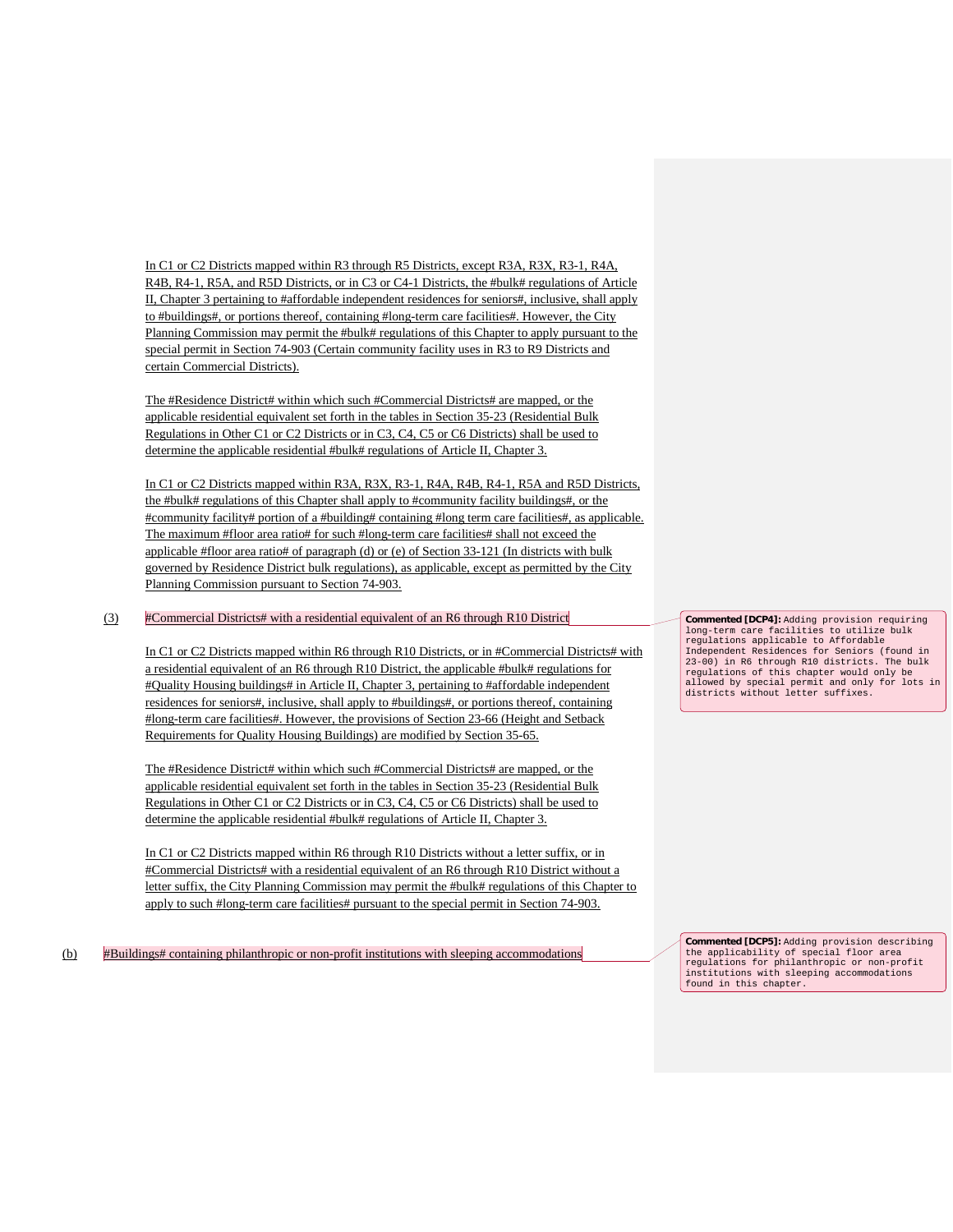In C1 or C2 Districts mapped within R3 through R5 Districts, except R3A, R3X, R3-1, R4A, R4B, R4-1, R5A, and R5D Districts, or in C3 or C4-1 Districts, the #bulk# regulations of Article II, Chapter 3 pertaining to #affordable independent residences for seniors#, inclusive, shall apply to #buildings#, or portions thereof, containing #long-term care facilities#. However, the City Planning Commission may permit the #bulk# regulations of this Chapter to apply pursuant to the special permit in Section 74-903 (Certain community facility uses in R3 to R9 Districts and certain Commercial Districts).

The #Residence District# within which such #Commercial Districts# are mapped, or the applicable residential equivalent set forth in the tables in Section 35-23 (Residential Bulk Regulations in Other C1 or C2 Districts or in C3, C4, C5 or C6 Districts) shall be used to determine the applicable residential #bulk# regulations of Article II, Chapter 3.

In C1 or C2 Districts mapped within R3A, R3X, R3-1, R4A, R4B, R4-1, R5A and R5D Districts, the #bulk# regulations of this Chapter shall apply to #community facility buildings#, or the #community facility# portion of a #building# containing #long term care facilities#, as applicable. The maximum #floor area ratio# for such #long-term care facilities# shall not exceed the applicable #floor area ratio# of paragraph (d) or (e) of Section 33-121 (In districts with bulk governed by Residence District bulk regulations), as applicable, except as permitted by the City Planning Commission pursuant to Section 74-903.

(3) #Commercial Districts# with a residential equivalent of an R6 through R10 District

> **Commented [DCP4]:** Adding provision requiring long-term care facilities to utilize bulk regulations applicable to Affordable Independent Residences for Seniors (found in 23-00) in R6 through R10 districts. The bulk regulations of this chapter would only be allowed by special permit and only for lots in districts without letter suffixes.

In C1 or C2 Districts mapped within R6 through R10 Districts, or in #Commercial Districts# with a residential equivalent of an R6 through R10 District, the applicable #bulk# regulations for #Quality Housing buildings# in Article II, Chapter 3, pertaining to #affordable independent residences for seniors#, inclusive, shall apply to #buildings#, or portions thereof, containing #long-term care facilities#. However, the provisions of Section 23-66 (Height and Setback Requirements for Quality Housing Buildings) are modified by Section 35-65.

The #Residence District# within which such #Commercial Districts# are mapped, or the applicable residential equivalent set forth in the tables in Section 35-23 (Residential Bulk Regulations in Other C1 or C2 Districts or in C3, C4, C5 or C6 Districts) shall be used to determine the applicable residential #bulk# regulations of Article II, Chapter 3.

In C1 or C2 Districts mapped within R6 through R10 Districts without a letter suffix, or in #Commercial Districts# with a residential equivalent of an R6 through R10 District without a letter suffix, the City Planning Commission may permit the #bulk# regulations of this Chapter to apply to such #long-term care facilities# pursuant to the special permit in Section 74-903.

(b) #Buildings# containing philanthropic or non-profit institutions with sleeping accommodations

> **Commented [DCP5]:** Adding provision describing the applicability of special floor area regulations for philanthropic or non-profit institutions with sleeping accommodations found in this chapter.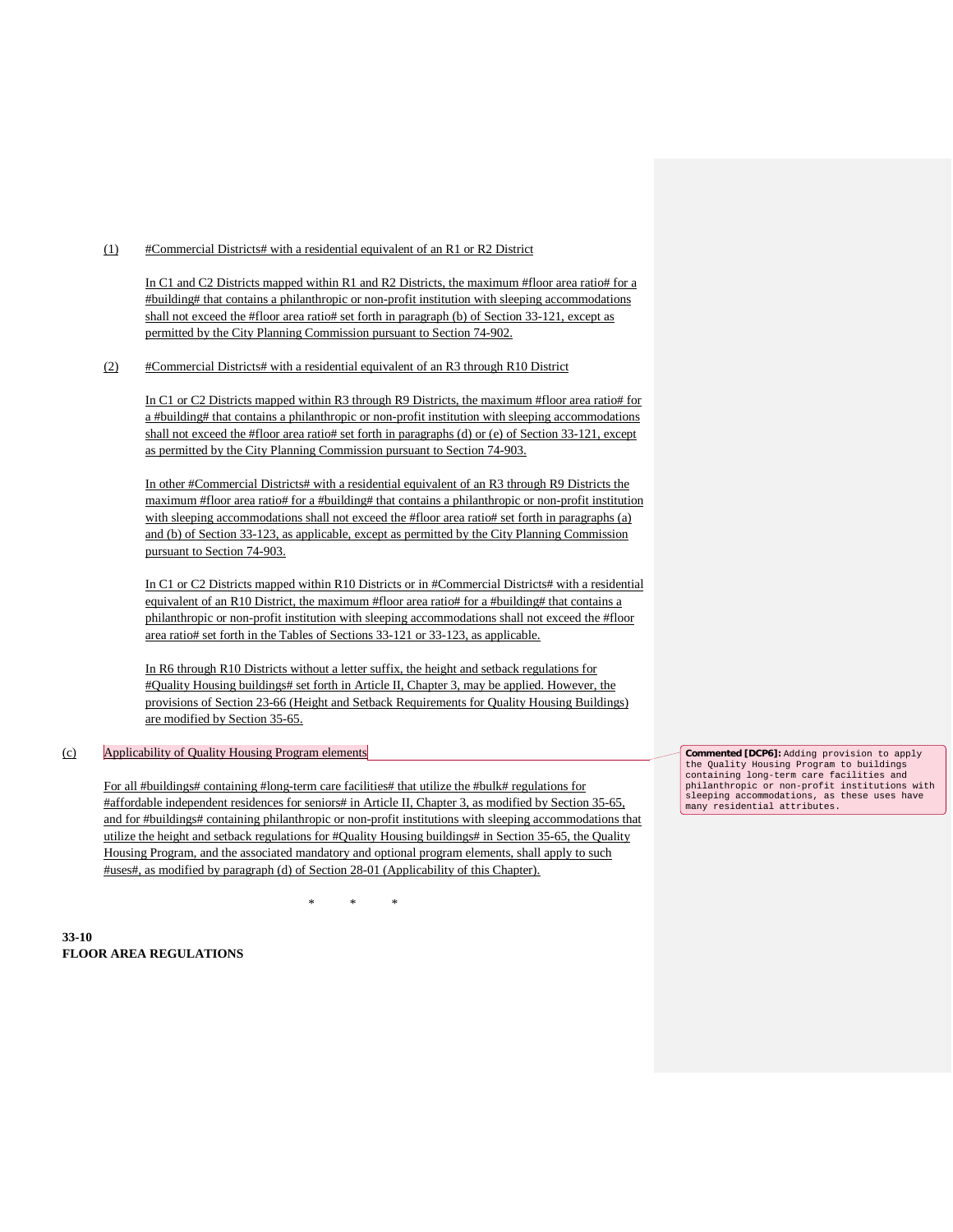(1) #Commercial Districts# with a residential equivalent of an R1 or R2 District

In C1 and C2 Districts mapped within R1 and R2 Districts, the maximum #floor area ratio# for a #building# that contains a philanthropic or non-profit institution with sleeping accommodations shall not exceed the #floor area ratio# set forth in paragraph (b) of Section 33-121, except as permitted by the City Planning Commission pursuant to Section 74-902.

(2) #Commercial Districts# with a residential equivalent of an R3 through R10 District

In C1 or C2 Districts mapped within R3 through R9 Districts, the maximum #floor area ratio# for a #building# that contains a philanthropic or non-profit institution with sleeping accommodations shall not exceed the #floor area ratio# set forth in paragraphs (d) or (e) of Section 33-121, except as permitted by the City Planning Commission pursuant to Section 74-903.

In other #Commercial Districts# with a residential equivalent of an R3 through R9 Districts the maximum #floor area ratio# for a #building# that contains a philanthropic or non-profit institution with sleeping accommodations shall not exceed the #floor area ratio# set forth in paragraphs (a) and (b) of Section 33-123, as applicable, except as permitted by the City Planning Commission pursuant to Section 74-903.

In C1 or C2 Districts mapped within R10 Districts or in #Commercial Districts# with a residential equivalent of an R10 District, the maximum #floor area ratio# for a #building# that contains a philanthropic or non-profit institution with sleeping accommodations shall not exceed the #floor area ratio# set forth in the Tables of Sections 33-121 or 33-123, as applicable.

In R6 through R10 Districts without a letter suffix, the height and setback regulations for #Quality Housing buildings# set forth in Article II, Chapter 3, may be applied. However, the provisions of Section 23-66 (Height and Setback Requirements for Quality Housing Buildings) are modified by Section 35-65.

(c) Applicability of Quality Housing Program elements

For all #buildings# containing #long-term care facilities# that utilize the #bulk# regulations for #affordable independent residences for seniors# in Article II, Chapter 3, as modified by Section 35-65, and for #buildings# containing philanthropic or non-profit institutions with sleeping accommodations that utilize the height and setback regulations for #Quality Housing buildings# in Section 35-65, the Quality Housing Program, and the associated mandatory and optional program elements, shall apply to such #uses#, as modified by paragraph (d) of Section 28-01 (Applicability of this Chapter).

**Commented [DCP6]:** Adding provision to apply the Quality Housing Program to buildings containing long-term care facilities and philanthropic or non-profit institutions with sleeping accommodations, as these uses have many residential attributes.

\* \* \*

**33-10**
**FLOOR AREA REGULATIONS**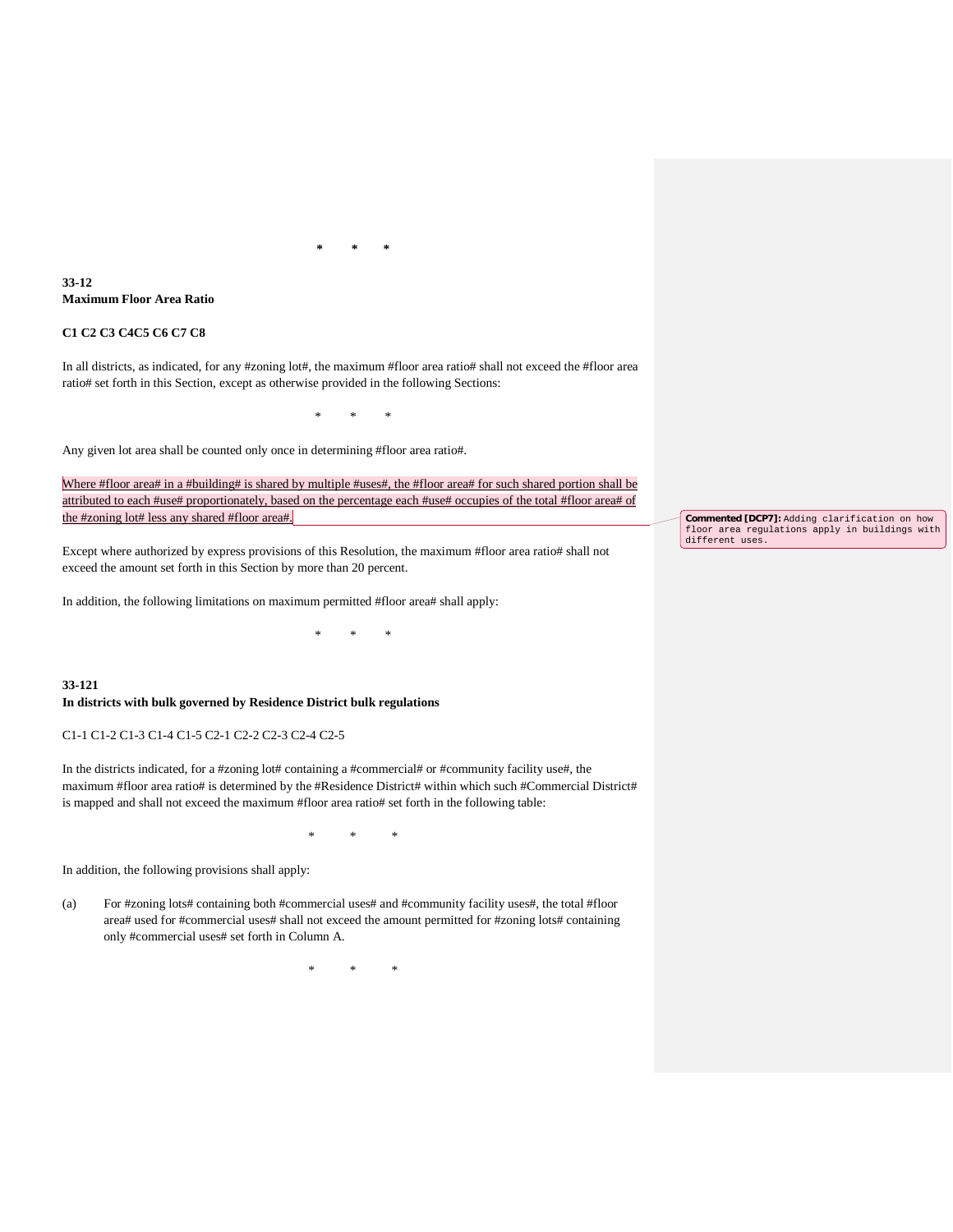\*     \*     \*

**33-12**
**Maximum Floor Area Ratio**

**C1 C2 C3 C4C5 C6 C7 C8**

In all districts, as indicated, for any #zoning lot#, the maximum #floor area ratio# shall not exceed the #floor area ratio# set forth in this Section, except as otherwise provided in the following Sections:

\*     \*     \*

Any given lot area shall be counted only once in determining #floor area ratio#.

<u>Where #floor area# in a #building# is shared by multiple #uses#, the #floor area# for such shared portion shall be attributed to each #use# proportionately, based on the percentage each #use# occupies of the total #floor area# of the #zoning lot# less any shared #floor area#.</u>

> **Commented [DCP7]:** Adding clarification on how floor area regulations apply in buildings with different uses.

Except where authorized by express provisions of this Resolution, the maximum #floor area ratio# shall not exceed the amount set forth in this Section by more than 20 percent.

In addition, the following limitations on maximum permitted #floor area# shall apply:

\*     \*     \*

**33-121**
**In districts with bulk governed by Residence District bulk regulations**

C1-1 C1-2 C1-3 C1-4 C1-5 C2-1 C2-2 C2-3 C2-4 C2-5

In the districts indicated, for a #zoning lot# containing a #commercial# or #community facility use#, the maximum #floor area ratio# is determined by the #Residence District# within which such #Commercial District# is mapped and shall not exceed the maximum #floor area ratio# set forth in the following table:

\*     \*     \*

In addition, the following provisions shall apply:

(a) For #zoning lots# containing both #commercial uses# and #community facility uses#, the total #floor area# used for #commercial uses# shall not exceed the amount permitted for #zoning lots# containing only #commercial uses# set forth in Column A.

\*     \*     \*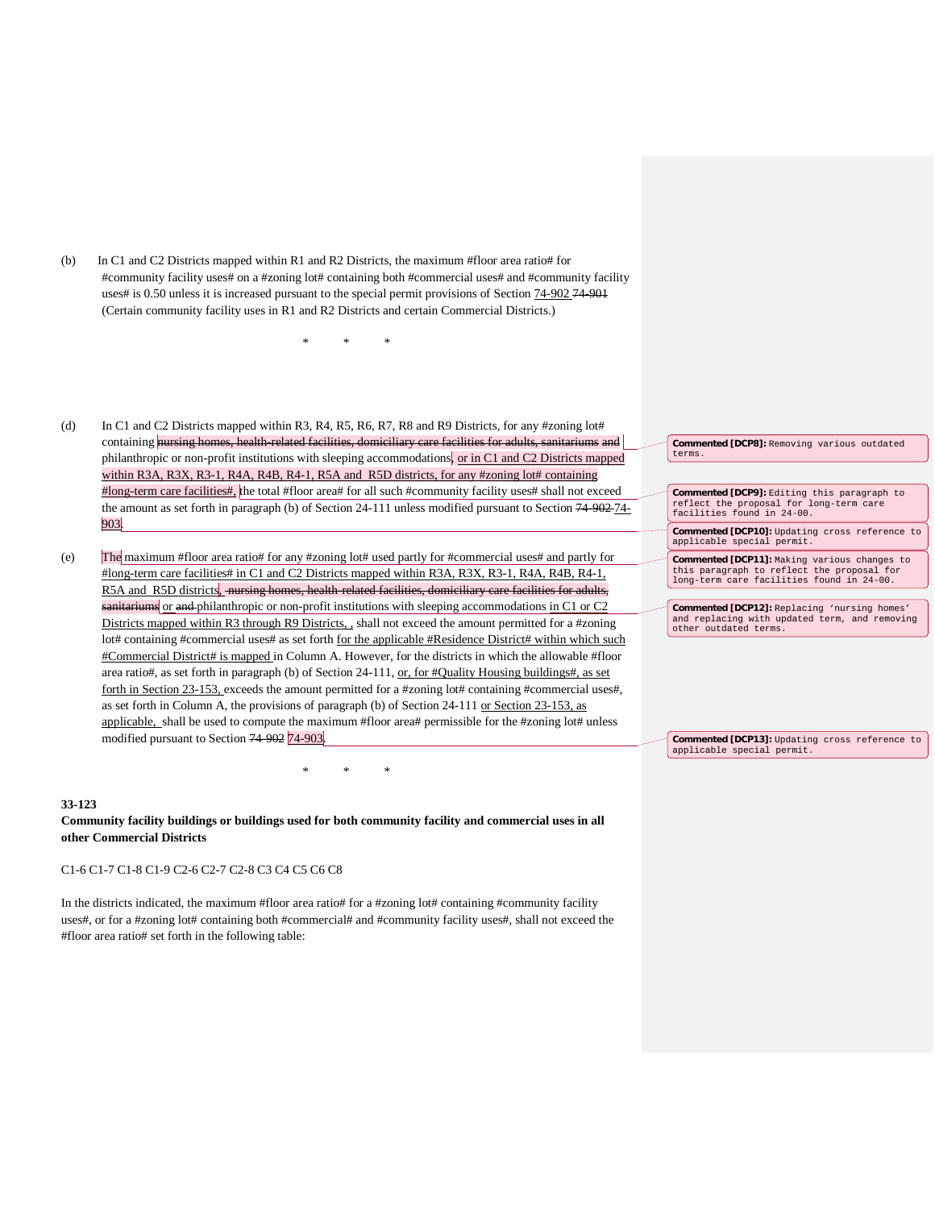(b) In C1 and C2 Districts mapped within R1 and R2 Districts, the maximum #floor area ratio# for #community facility uses# on a #zoning lot# containing both #commercial uses# and #community facility uses# is 0.50 unless it is increased pursuant to the special permit provisions of Section 74-902 ~~74-901~~ (Certain community facility uses in R1 and R2 Districts and certain Commercial Districts.)

\* \* \*

(d) In C1 and C2 Districts mapped within R3, R4, R5, R6, R7, R8 and R9 Districts, for any #zoning lot# containing ~~nursing homes, health-related facilities, domiciliary care facilities for adults, sanitariums and~~ philanthropic or non-profit institutions with sleeping accommodations, or in C1 and C2 Districts mapped within R3A, R3X, R3-1, R4A, R4B, R4-1, R5A and R5D districts, for any #zoning lot# containing #long-term care facilities#, the total #floor area# for all such #community facility uses# shall not exceed the amount as set forth in paragraph (b) of Section 24-111 unless modified pursuant to Section ~~74-902~~ 74-903.

(e) The maximum #floor area ratio# for any #zoning lot# used partly for #commercial uses# and partly for #long-term care facilities# in C1 and C2 Districts mapped within R3A, R3X, R3-1, R4A, R4B, R4-1, R5A and R5D districts, ~~nursing homes, health-related facilities, domiciliary care facilities for adults, sanitariums~~ or ~~and~~ philanthropic or non-profit institutions with sleeping accommodations in C1 or C2 Districts mapped within R3 through R9 Districts, , shall not exceed the amount permitted for a #zoning lot# containing #commercial uses# as set forth for the applicable #Residence District# within which such #Commercial District# is mapped in Column A. However, for the districts in which the allowable #floor area ratio#, as set forth in paragraph (b) of Section 24-111, or, for #Quality Housing buildings#, as set forth in Section 23-153, exceeds the amount permitted for a #zoning lot# containing #commercial uses#, as set forth in Column A, the provisions of paragraph (b) of Section 24-111 or Section 23-153, as applicable, shall be used to compute the maximum #floor area# permissible for the #zoning lot# unless modified pursuant to Section ~~74-902~~ 74-903.

\* \* \*

**33-123**
**Community facility buildings or buildings used for both community facility and commercial uses in all other Commercial Districts**

C1-6 C1-7 C1-8 C1-9 C2-6 C2-7 C2-8 C3 C4 C5 C6 C8

In the districts indicated, the maximum #floor area ratio# for a #zoning lot# containing #community facility uses#, or for a #zoning lot# containing both #commercial# and #community facility uses#, shall not exceed the #floor area ratio# set forth in the following table:

Commented [DCP8]: Removing various outdated terms.

Commented [DCP9]: Editing this paragraph to reflect the proposal for long-term care facilities found in 24-00.

Commented [DCP10]: Updating cross reference to applicable special permit.

Commented [DCP11]: Making various changes to this paragraph to reflect the proposal for long-term care facilities found in 24-00.

Commented [DCP12]: Replacing 'nursing homes' and replacing with updated term, and removing other outdated terms.

Commented [DCP13]: Updating cross reference to applicable special permit.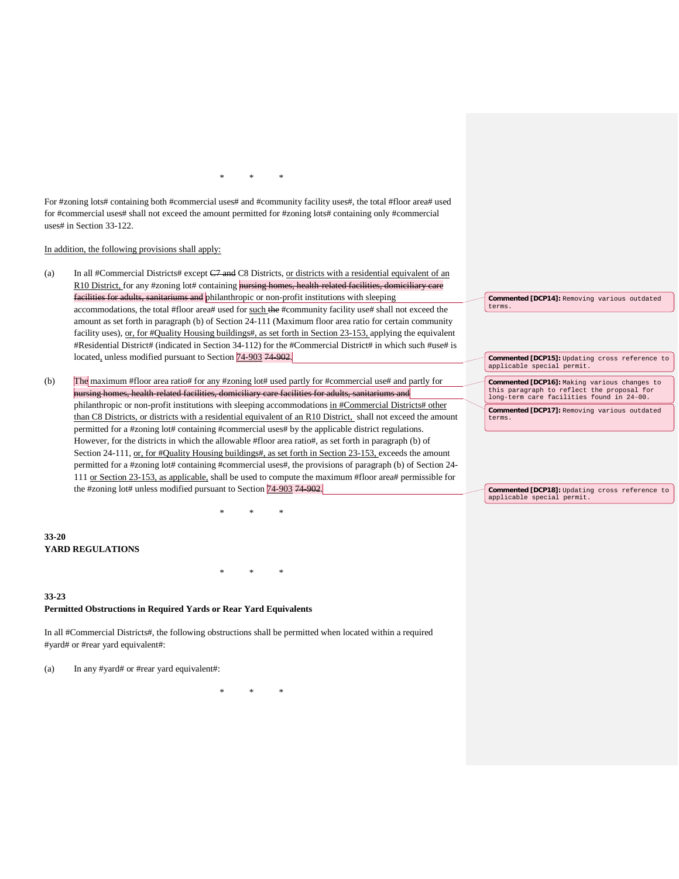\*   \*   \*

For #zoning lots# containing both #commercial uses# and #community facility uses#, the total #floor area# used for #commercial uses# shall not exceed the amount permitted for #zoning lots# containing only #commercial uses# in Section 33-122.

In addition, the following provisions shall apply:

(a) In all #Commercial Districts# except ~~C7 and~~ C8 Districts, or districts with a residential equivalent of an R10 District, for any #zoning lot# containing ~~nursing homes, health-related facilities, domiciliary care facilities for adults, sanitariums and~~ philanthropic or non-profit institutions with sleeping accommodations, the total #floor area# used for such ~~the~~ #community facility use# shall not exceed the amount as set forth in paragraph (b) of Section 24-111 (Maximum floor area ratio for certain community facility uses), or, for #Quality Housing buildings#, as set forth in Section 23-153, applying the equivalent #Residential District# (indicated in Section 34-112) for the #Commercial District# in which such #use# is located, unless modified pursuant to Section 74-903 ~~74-902~~.

(b) The maximum #floor area ratio# for any #zoning lot# used partly for #commercial use# and partly for ~~nursing homes, health-related facilities, domiciliary care facilities for adults, sanitariums and~~ philanthropic or non-profit institutions with sleeping accommodations in #Commercial Districts# other than C8 Districts, or districts with a residential equivalent of an R10 District, shall not exceed the amount permitted for a #zoning lot# containing #commercial uses# by the applicable district regulations. However, for the districts in which the allowable #floor area ratio#, as set forth in paragraph (b) of Section 24-111, or, for #Quality Housing buildings#, as set forth in Section 23-153, exceeds the amount permitted for a #zoning lot# containing #commercial uses#, the provisions of paragraph (b) of Section 24-111 or Section 23-153, as applicable, shall be used to compute the maximum #floor area# permissible for the #zoning lot# unless modified pursuant to Section 74-903 ~~74-902~~.

\*   \*   \*

**33-20**
**YARD REGULATIONS**

\*   \*   \*

**33-23**
**Permitted Obstructions in Required Yards or Rear Yard Equivalents**

In all #Commercial Districts#, the following obstructions shall be permitted when located within a required #yard# or #rear yard equivalent#:

(a) In any #yard# or #rear yard equivalent#:

\*   \*   \*

**Commented [DCP14]:** Removing various outdated terms.

**Commented [DCP15]:** Updating cross reference to applicable special permit.

**Commented [DCP16]:** Making various changes to this paragraph to reflect the proposal for long-term care facilities found in 24-00.

**Commented [DCP17]:** Removing various outdated terms.

**Commented [DCP18]:** Updating cross reference to applicable special permit.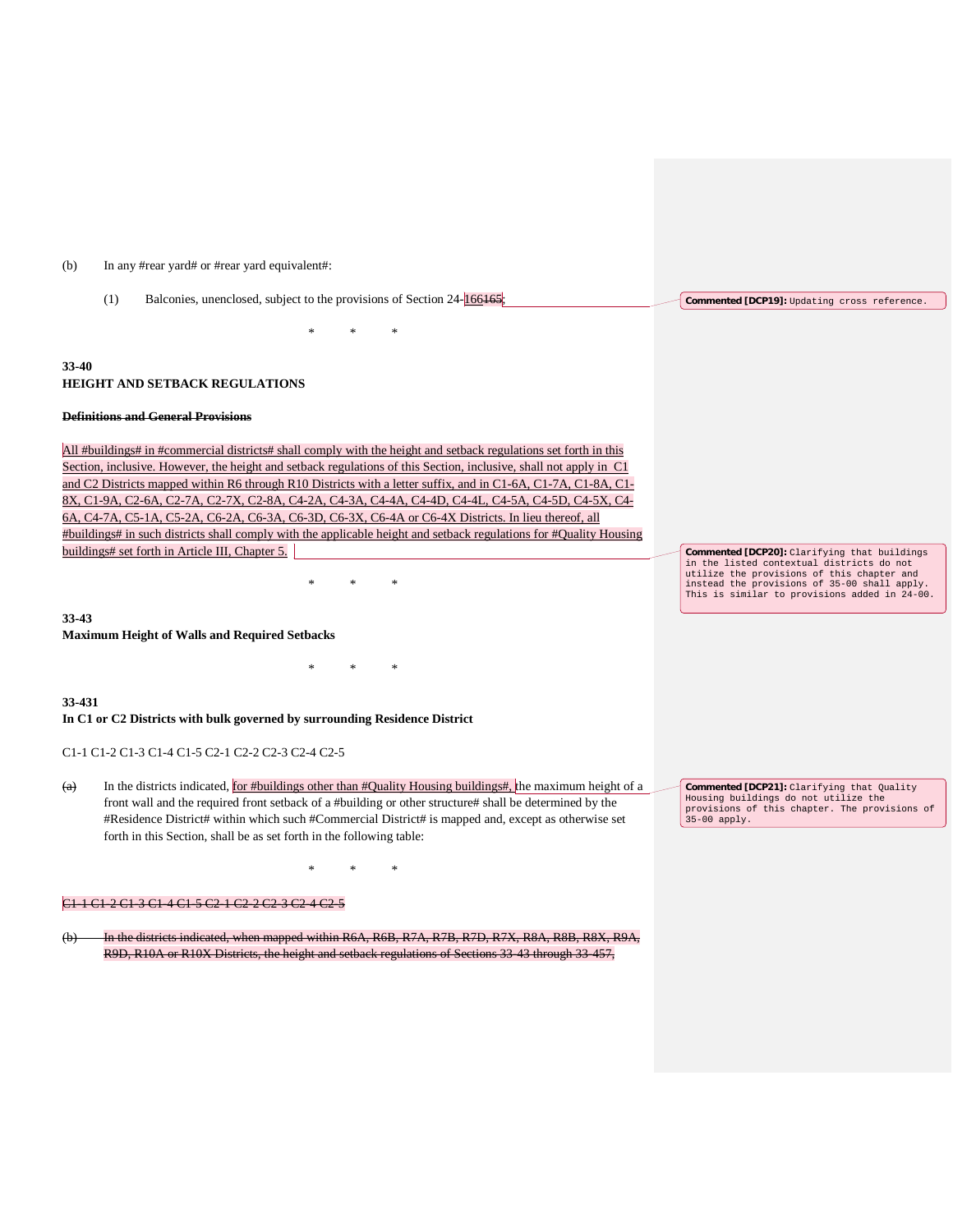(b) In any #rear yard# or #rear yard equivalent#:

(1) Balconies, unenclosed, subject to the provisions of Section 24-166~~165~~;

\* \* \*

**33-40**
**HEIGHT AND SETBACK REGULATIONS**

~~**Definitions and General Provisions**~~

All #buildings# in #commercial districts# shall comply with the height and setback regulations set forth in this Section, inclusive. However, the height and setback regulations of this Section, inclusive, shall not apply in C1 and C2 Districts mapped within R6 through R10 Districts with a letter suffix, and in C1-6A, C1-7A, C1-8A, C1-8X, C1-9A, C2-6A, C2-7A, C2-7X, C2-8A, C4-2A, C4-3A, C4-4A, C4-4D, C4-4L, C4-5A, C4-5D, C4-5X, C4-6A, C4-7A, C5-1A, C5-2A, C6-2A, C6-3A, C6-3D, C6-3X, C6-4A or C6-4X Districts. In lieu thereof, all #buildings# in such districts shall comply with the applicable height and setback regulations for #Quality Housing buildings# set forth in Article III, Chapter 5.

\* \* \*

**33-43**
**Maximum Height of Walls and Required Setbacks**

\* \* \*

**33-431**
**In C1 or C2 Districts with bulk governed by surrounding Residence District**

C1-1 C1-2 C1-3 C1-4 C1-5 C2-1 C2-2 C2-3 C2-4 C2-5

~~(a)~~ In the districts indicated, for #buildings other than #Quality Housing buildings#, the maximum height of a front wall and the required front setback of a #building or other structure# shall be determined by the #Residence District# within which such #Commercial District# is mapped and, except as otherwise set forth in this Section, shall be as set forth in the following table:

\* \* \*

~~C1-1 C1-2 C1-3 C1-4 C1-5 C2-1 C2-2 C2-3 C2-4 C2-5~~

~~(b) In the districts indicated, when mapped within R6A, R6B, R7A, R7B, R7D, R7X, R8A, R8B, R8X, R9A, R9D, R10A or R10X Districts, the height and setback regulations of Sections 33-43 through 33-457,~~

Commented [DCP19]: Updating cross reference.

Commented [DCP20]: Clarifying that buildings in the listed contextual districts do not utilize the provisions of this chapter and instead the provisions of 35-00 shall apply. This is similar to provisions added in 24-00.

Commented [DCP21]: Clarifying that Quality Housing buildings do not utilize the provisions of this chapter. The provisions of 35-00 apply.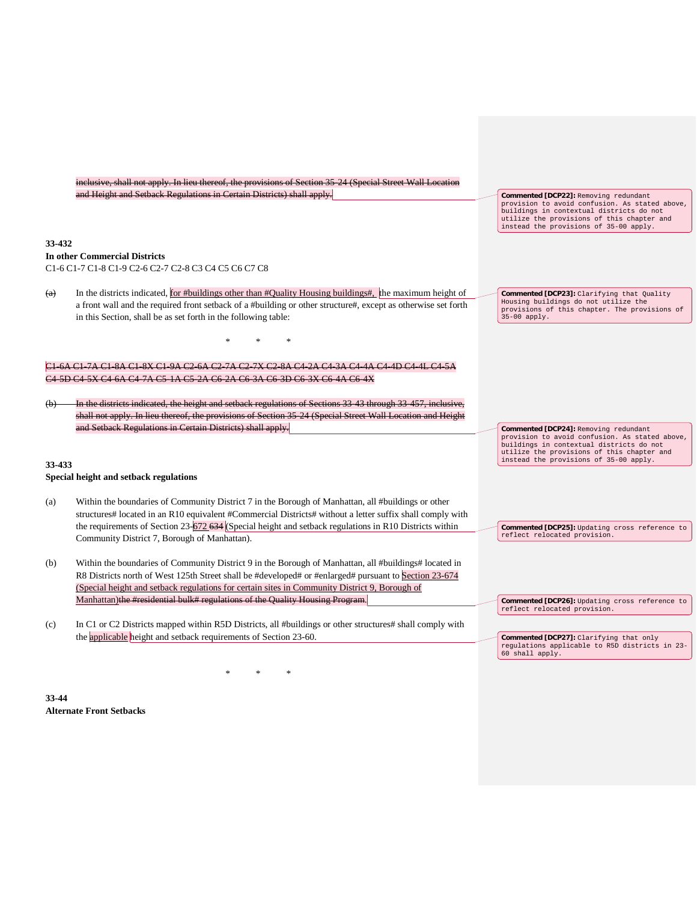~~inclusive, shall not apply. In lieu thereof, the provisions of Section 35-24 (Special Street Wall Location and Height and Setback Regulations in Certain Districts) shall apply.~~

**Commented [DCP22]:** Removing redundant provision to avoid confusion. As stated above, buildings in contextual districts do not utilize the provisions of this chapter and instead the provisions of 35-00 apply.

**33-432**
**In other Commercial Districts**
C1-6 C1-7 C1-8 C1-9 C2-6 C2-7 C2-8 C3 C4 C5 C6 C7 C8

~~(a)~~ In the districts indicated, for #buildings other than #Quality Housing buildings#, the maximum height of a front wall and the required front setback of a #building or other structure#, except as otherwise set forth in this Section, shall be as set forth in the following table:

**Commented [DCP23]:** Clarifying that Quality Housing buildings do not utilize the provisions of this chapter. The provisions of 35-00 apply.

\* \* \*

~~C1-6A C1-7A C1-8A C1-8X C1-9A C2-6A C2-7A C2-7X C2-8A C4-2A C4-3A C4-4A C4-4D C4-4L C4-5A C4-5D C4-5X C4-6A C4-7A C5-1A C5-2A C6-2A C6-3A C6-3D C6-3X C6-4A C6-4X~~

~~(b) In the districts indicated, the height and setback regulations of Sections 33-43 through 33-457, inclusive, shall not apply. In lieu thereof, the provisions of Section 35-24 (Special Street Wall Location and Height and Setback Regulations in Certain Districts) shall apply.~~

**Commented [DCP24]:** Removing redundant provision to avoid confusion. As stated above, buildings in contextual districts do not utilize the provisions of this chapter and instead the provisions of 35-00 apply.

**33-433**
**Special height and setback regulations**

(a) Within the boundaries of Community District 7 in the Borough of Manhattan, all #buildings or other structures# located in an R10 equivalent #Commercial Districts# without a letter suffix shall comply with the requirements of Section 23-672 ~~634~~ (Special height and setback regulations in R10 Districts within Community District 7, Borough of Manhattan).

**Commented [DCP25]:** Updating cross reference to reflect relocated provision.

(b) Within the boundaries of Community District 9 in the Borough of Manhattan, all #buildings# located in R8 Districts north of West 125th Street shall be #developed# or #enlarged# pursuant to Section 23-674 (Special height and setback regulations for certain sites in Community District 9, Borough of Manhattan)~~the #residential bulk# regulations of the Quality Housing Program~~.

**Commented [DCP26]:** Updating cross reference to reflect relocated provision.

(c) In C1 or C2 Districts mapped within R5D Districts, all #buildings or other structures# shall comply with the applicable height and setback requirements of Section 23-60.

**Commented [DCP27]:** Clarifying that only regulations applicable to R5D districts in 23-60 shall apply.

\* \* \*

**33-44**
**Alternate Front Setbacks**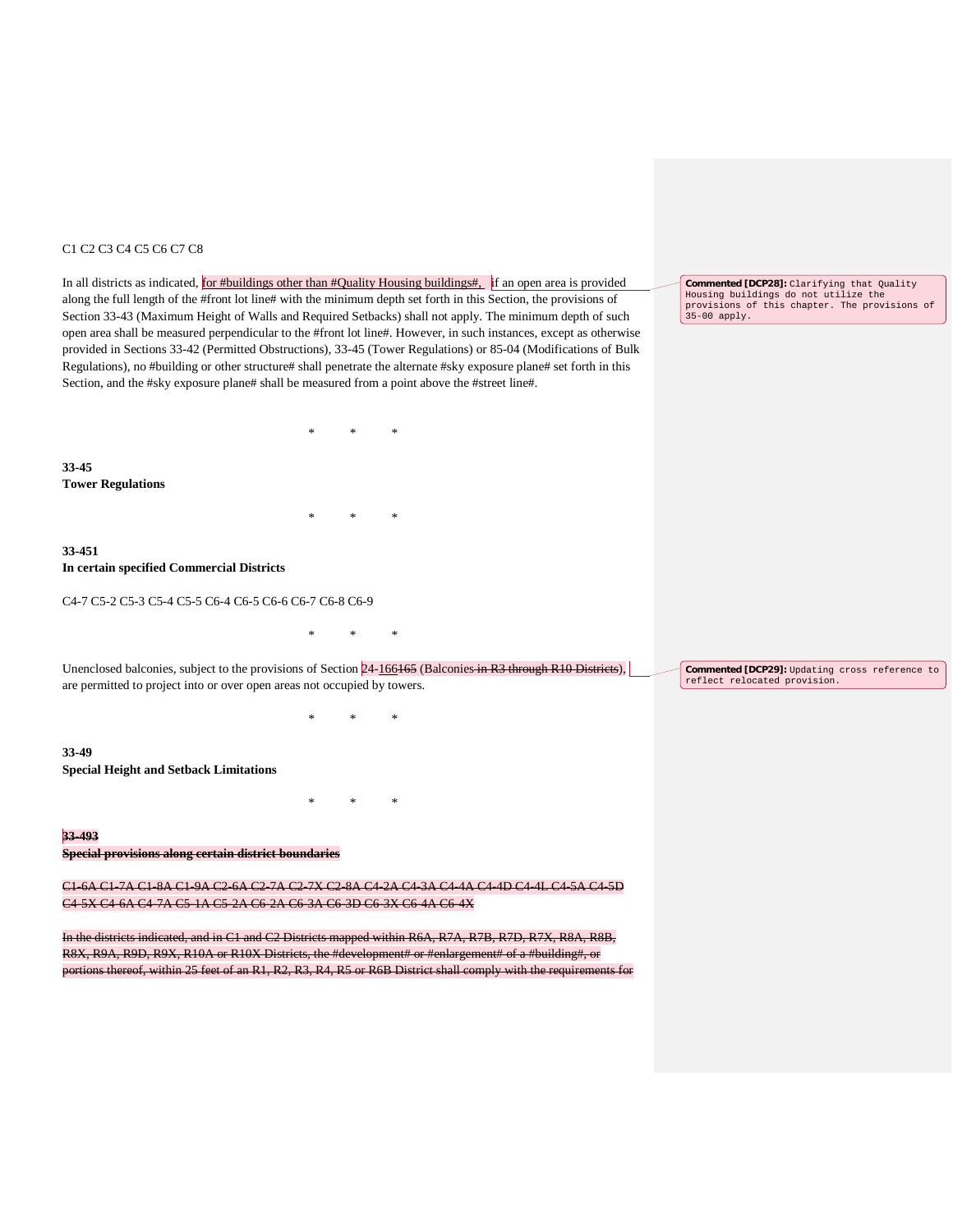C1 C2 C3 C4 C5 C6 C7 C8

In all districts as indicated, for #buildings other than #Quality Housing buildings#, if an open area is provided along the full length of the #front lot line# with the minimum depth set forth in this Section, the provisions of Section 33-43 (Maximum Height of Walls and Required Setbacks) shall not apply. The minimum depth of such open area shall be measured perpendicular to the #front lot line#. However, in such instances, except as otherwise provided in Sections 33-42 (Permitted Obstructions), 33-45 (Tower Regulations) or 85-04 (Modifications of Bulk Regulations), no #building or other structure# shall penetrate the alternate #sky exposure plane# set forth in this Section, and the #sky exposure plane# shall be measured from a point above the #street line#.

**Commented [DCP28]:** Clarifying that Quality Housing buildings do not utilize the provisions of this chapter. The provisions of 35-00 apply.

\* \* \*

**33-45**
**Tower Regulations**

\* \* \*

**33-451**
**In certain specified Commercial Districts**

C4-7 C5-2 C5-3 C5-4 C5-5 C6-4 C6-5 C6-6 C6-7 C6-8 C6-9

\* \* \*

Unenclosed balconies, subject to the provisions of Section 24-166~~165~~ (Balconies ~~in R3 through R10 Districts~~), are permitted to project into or over open areas not occupied by towers.

**Commented [DCP29]:** Updating cross reference to reflect relocated provision.

\* \* \*

**33-49**
**Special Height and Setback Limitations**

\* \* \*

~~**33-493**~~
~~**Special provisions along certain district boundaries**~~

~~C1-6A C1-7A C1-8A C1-9A C2-6A C2-7A C2-7X C2-8A C4-2A C4-3A C4-4A C4-4D C4-4L C4-5A C4-5D C4-5X C4-6A C4-7A C5-1A C5-2A C6-2A C6-3A C6-3D C6-3X C6-4A C6-4X~~

~~In the districts indicated, and in C1 and C2 Districts mapped within R6A, R7A, R7B, R7D, R7X, R8A, R8B, R8X, R9A, R9D, R9X, R10A or R10X Districts, the #development# or #enlargement# of a #building#, or portions thereof, within 25 feet of an R1, R2, R3, R4, R5 or R6B District shall comply with the requirements for~~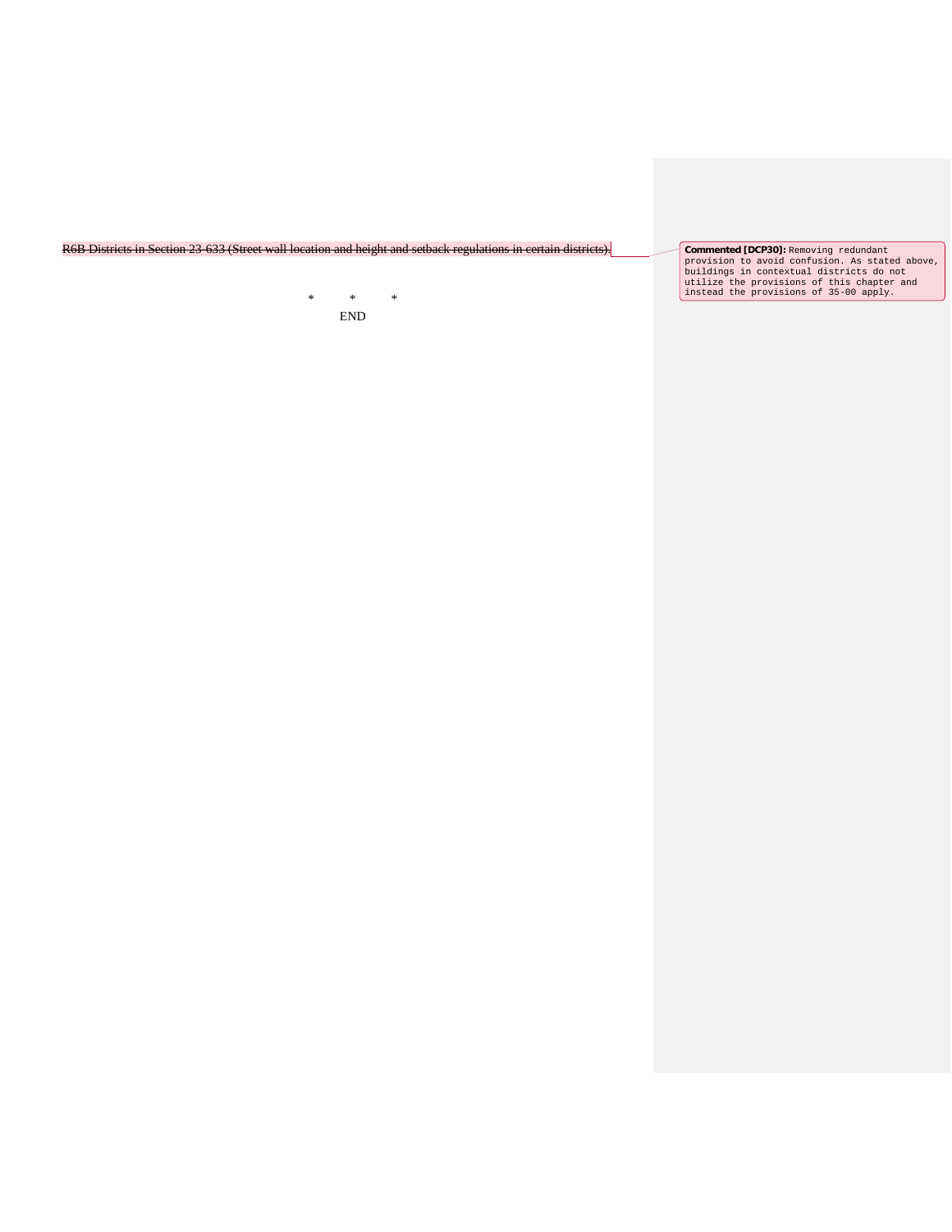~~R6B Districts in Section 23-633 (Street wall location and height and setback regulations in certain districts).~~

Commented [DCP30]: Removing redundant provision to avoid confusion. As stated above, buildings in contextual districts do not utilize the provisions of this chapter and instead the provisions of 35-00 apply.

\* \* \*

END